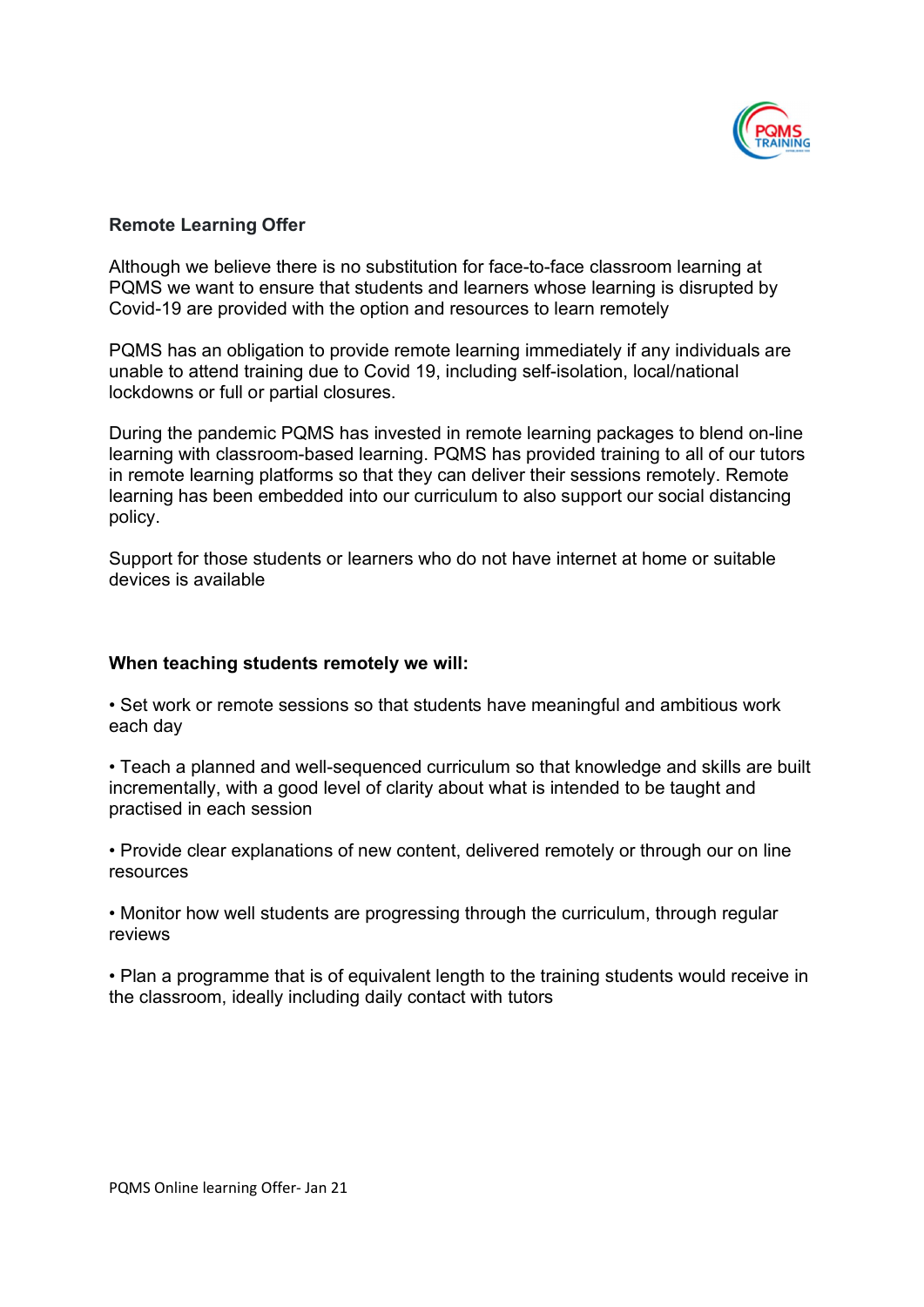## Remote Learning Offer

Although we believe there is no substitution for face-to-face classroom learning at PQMS we want to ensure that students and learners whose learning is disrupted by Covid-19 are provided with the option and resources to learn remotely

PQMS has an obligation to provide remote learning immediately if any individuals are unable to attend training due to Covid 19, including self-isolation, local/national lockdowns or full or partial closures.

During the pandemic PQMS has invested in remote learning packages to blend on-line learning with classroom-based learning. PQMS has provided training to all of our tutors in remote learning platforms so that they can deliver their sessions remotely. Remote learning has been embedded into our curriculum to also support our social distancing policy.

Support for those students or learners who do not have internet at home or suitable devices is available

**When teaching students remotely we will:**

• Set work or remote sessions so that students have meaningful and ambitious work each day

• Teach a planned and well-sequenced curriculum so that knowledge and skills are built incrementally, with a good level of clarity about what is intended to be taught and practised in each session

• Provide clear explanations of new content, delivered remotely or through our on line resources

• Monitor how well students are progressing through the curriculum, through regular reviews

• Plan a programme that is of equivalent length to the training students would receive in the classroom, ideally including daily contact with tutors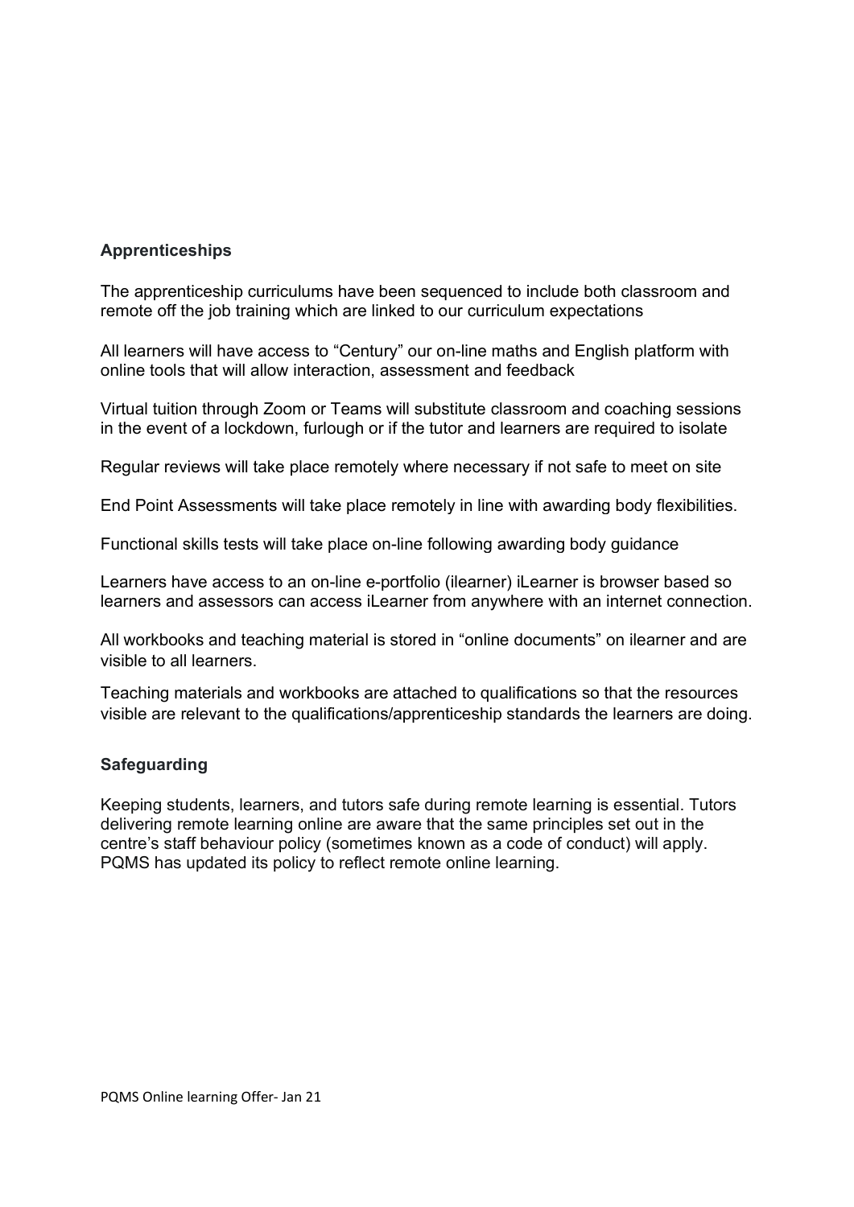## Apprenticeships

The apprenticeship curriculums have been sequenced to include both classroom and remote off the job training which are linked to our curriculum expectations

All learners will have access to "Century" our on-line maths and English platform with online tools that will allow interaction, assessment and feedback

Virtual tuition through Zoom or Teams will substitute classroom and coaching sessions in the event of a lockdown, furlough or if the tutor and learners are required to isolate

Regular reviews will take place remotely where necessary if not safe to meet on site

End Point Assessments will take place remotely in line with awarding body flexibilities.

Functional skills tests will take place on-line following awarding body guidance

Learners have access to an on-line e-portfolio (ilearner) iLearner is browser based so learners and assessors can access iLearner from anywhere with an internet connection.

All workbooks and teaching material is stored in "online documents" on ilearner and are visible to all learners.

Teaching materials and workbooks are attached to qualifications so that the resources visible are relevant to the qualifications/apprenticeship standards the learners are doing.

## Safeguarding

Keeping students, learners, and tutors safe during remote learning is essential. Tutors delivering remote learning online are aware that the same principles set out in the centre's staff behaviour policy (sometimes known as a code of conduct) will apply. PQMS has updated its policy to reflect remote online learning.